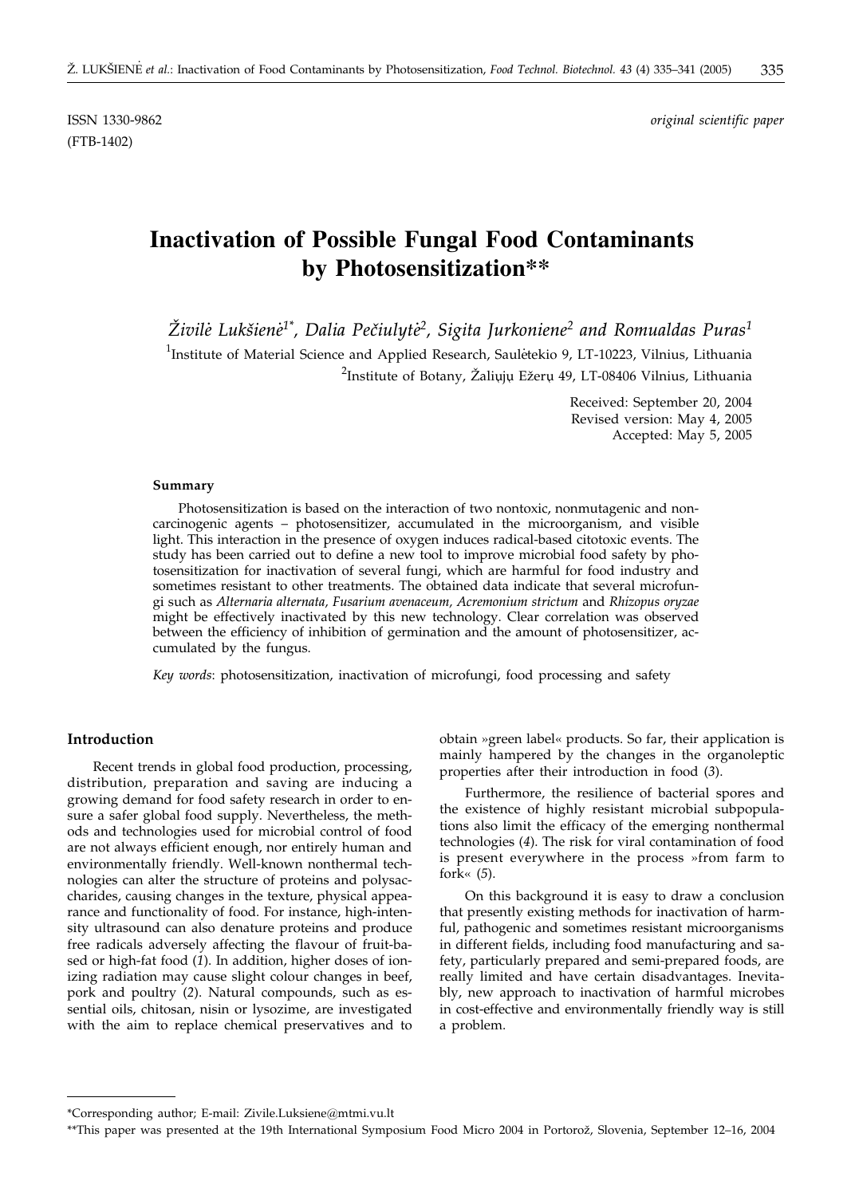ISSN 1330-9862 *original scientific paper*
(FTB-1402)

# Inactivation of Possible Fungal Food Contaminants by Photosensitization**

*Živilė Lukšienė[1*], Dalia Pečiulytė[2], Sigita Jurkoniene[2] and Romualdas Puras[1]*

[1]Institute of Material Science and Applied Research, Saulėtekio 9, LT-10223, Vilnius, Lithuania
[2]Institute of Botany, Žaliųjų Ežerų 49, LT-08406 Vilnius, Lithuania

Received: September 20, 2004
Revised version: May 4, 2005
Accepted: May 5, 2005

#### Summary

Photosensitization is based on the interaction of two nontoxic, nonmutagenic and noncarcinogenic agents – photosensitizer, accumulated in the microorganism, and visible light. This interaction in the presence of oxygen induces radical-based citotoxic events. The study has been carried out to define a new tool to improve microbial food safety by photosensitization for inactivation of several fungi, which are harmful for food industry and sometimes resistant to other treatments. The obtained data indicate that several microfungi such as *Alternaria alternata, Fusarium avenaceum, Acremonium strictum* and *Rhizopus oryzae* might be effectively inactivated by this new technology. Clear correlation was observed between the efficiency of inhibition of germination and the amount of photosensitizer, accumulated by the fungus.

*Key words*: photosensitization, inactivation of microfungi, food processing and safety

## Introduction

Recent trends in global food production, processing, distribution, preparation and saving are inducing a growing demand for food safety research in order to ensure a safer global food supply. Nevertheless, the methods and technologies used for microbial control of food are not always efficient enough, nor entirely human and environmentally friendly. Well-known nonthermal technologies can alter the structure of proteins and polysaccharides, causing changes in the texture, physical appearance and functionality of food. For instance, high-intensity ultrasound can also denature proteins and produce free radicals adversely affecting the flavour of fruit-based or high-fat food (*1*). In addition, higher doses of ionizing radiation may cause slight colour changes in beef, pork and poultry (*2*). Natural compounds, such as essential oils, chitosan, nisin or lysozime, are investigated with the aim to replace chemical preservatives and to obtain »green label« products. So far, their application is mainly hampered by the changes in the organoleptic properties after their introduction in food (*3*).

Furthermore, the resilience of bacterial spores and the existence of highly resistant microbial subpopulations also limit the efficacy of the emerging nonthermal technologies (*4*). The risk for viral contamination of food is present everywhere in the process »from farm to fork« (*5*).

On this background it is easy to draw a conclusion that presently existing methods for inactivation of harmful, pathogenic and sometimes resistant microorganisms in different fields, including food manufacturing and safety, particularly prepared and semi-prepared foods, are really limited and have certain disadvantages. Inevitably, new approach to inactivation of harmful microbes in cost-effective and environmentally friendly way is still a problem.

---

*Corresponding author; E-mail: Zivile.Luksiene@mtmi.vu.lt

**This paper was presented at the 19th International Symposium Food Micro 2004 in Portorož, Slovenia, September 12–16, 2004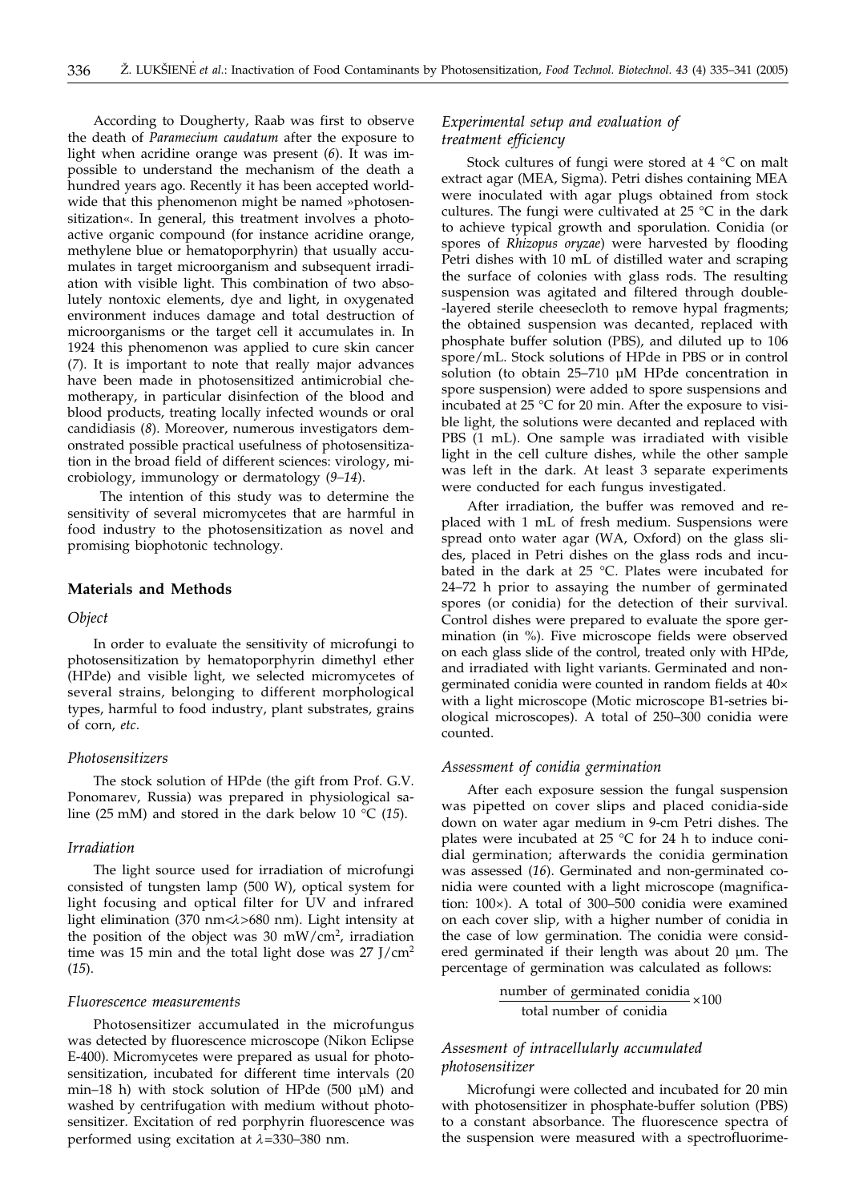According to Dougherty, Raab was first to observe the death of *Paramecium caudatum* after the exposure to light when acridine orange was present (*6*). It was impossible to understand the mechanism of the death a hundred years ago. Recently it has been accepted worldwide that this phenomenon might be named »photosensitization«. In general, this treatment involves a photoactive organic compound (for instance acridine orange, methylene blue or hematoporphyrin) that usually accumulates in target microorganism and subsequent irradiation with visible light. This combination of two absolutely nontoxic elements, dye and light, in oxygenated environment induces damage and total destruction of microorganisms or the target cell it accumulates in. In 1924 this phenomenon was applied to cure skin cancer (*7*). It is important to note that really major advances have been made in photosensitized antimicrobial chemotherapy, in particular disinfection of the blood and blood products, treating locally infected wounds or oral candidiasis (*8*). Moreover, numerous investigators demonstrated possible practical usefulness of photosensitization in the broad field of different sciences: virology, microbiology, immunology or dermatology (*9–14*).

The intention of this study was to determine the sensitivity of several micromycetes that are harmful in food industry to the photosensitization as novel and promising biophotonic technology.

## Materials and Methods

### *Object*

In order to evaluate the sensitivity of microfungi to photosensitization by hematoporphyrin dimethyl ether (HPde) and visible light, we selected micromycetes of several strains, belonging to different morphological types, harmful to food industry, plant substrates, grains of corn, *etc*.

### *Photosensitizers*

The stock solution of HPde (the gift from Prof. G.V. Ponomarev, Russia) was prepared in physiological saline (25 mM) and stored in the dark below 10 °C (*15*).

### *Irradiation*

The light source used for irradiation of microfungi consisted of tungsten lamp (500 W), optical system for light focusing and optical filter for UV and infrared light elimination (370 nm<$\lambda$>680 nm). Light intensity at the position of the object was 30 mW/cm$^2$, irradiation time was 15 min and the total light dose was 27 J/cm$^2$ (*15*).

### *Fluorescence measurements*

Photosensitizer accumulated in the microfungus was detected by fluorescence microscope (Nikon Eclipse E-400). Micromycetes were prepared as usual for photosensitization, incubated for different time intervals (20 min–18 h) with stock solution of HPde (500 µM) and washed by centrifugation with medium without photosensitizer. Excitation of red porphyrin fluorescence was performed using excitation at $\lambda$=330–380 nm.

### *Experimental setup and evaluation of treatment efficiency*

Stock cultures of fungi were stored at 4 °C on malt extract agar (MEA, Sigma). Petri dishes containing MEA were inoculated with agar plugs obtained from stock cultures. The fungi were cultivated at 25 °C in the dark to achieve typical growth and sporulation. Conidia (or spores of *Rhizopus oryzae*) were harvested by flooding Petri dishes with 10 mL of distilled water and scraping the surface of colonies with glass rods. The resulting suspension was agitated and filtered through double-layered sterile cheesecloth to remove hypal fragments; the obtained suspension was decanted, replaced with phosphate buffer solution (PBS), and diluted up to 106 spore/mL. Stock solutions of HPde in PBS or in control solution (to obtain 25–710 µM HPde concentration in spore suspension) were added to spore suspensions and incubated at 25 °C for 20 min. After the exposure to visible light, the solutions were decanted and replaced with PBS (1 mL). One sample was irradiated with visible light in the cell culture dishes, while the other sample was left in the dark. At least 3 separate experiments were conducted for each fungus investigated.

After irradiation, the buffer was removed and replaced with 1 mL of fresh medium. Suspensions were spread onto water agar (WA, Oxford) on the glass slides, placed in Petri dishes on the glass rods and incubated in the dark at 25 °C. Plates were incubated for 24–72 h prior to assaying the number of germinated spores (or conidia) for the detection of their survival. Control dishes were prepared to evaluate the spore germination (in %). Five microscope fields were observed on each glass slide of the control, treated only with HPde, and irradiated with light variants. Germinated and non-germinated conidia were counted in random fields at 40× with a light microscope (Motic microscope B1-setries biological microscopes). A total of 250–300 conidia were counted.

### *Assessment of conidia germination*

After each exposure session the fungal suspension was pipetted on cover slips and placed conidia-side down on water agar medium in 9-cm Petri dishes. The plates were incubated at 25 °C for 24 h to induce conidial germination; afterwards the conidia germination was assessed (*16*). Germinated and non-germinated conidia were counted with a light microscope (magnification: 100×). A total of 300–500 conidia were examined on each cover slip, with a higher number of conidia in the case of low germination. The conidia were considered germinated if their length was about 20 µm. The percentage of germination was calculated as follows:

$$\frac{\text{number of germinated conidia}}{\text{total number of conidia}} \times 100$$

### *Assesment of intracellularly accumulated photosensitizer*

Microfungi were collected and incubated for 20 min with photosensitizer in phosphate-buffer solution (PBS) to a constant absorbance. The fluorescence spectra of the suspension were measured with a spectrofluorime-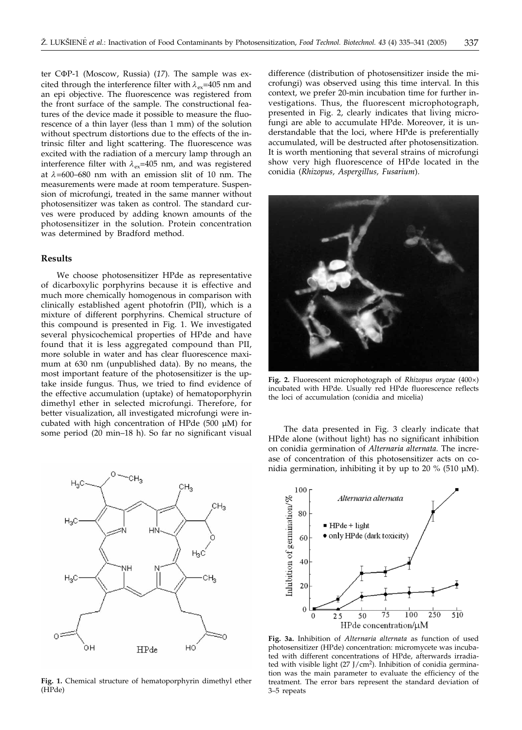ter CΦP-1 (Moscow, Russia) (*17*). The sample was excited through the interference filter with $\lambda_{ex}$=405 nm and an epi objective. The fluorescence was registered from the front surface of the sample. The constructional features of the device made it possible to measure the fluorescence of a thin layer (less than 1 mm) of the solution without spectrum distortions due to the effects of the intrinsic filter and light scattering. The fluorescence was excited with the radiation of a mercury lamp through an interference filter with $\lambda_{ex}$=405 nm, and was registered at $\lambda$=600–680 nm with an emission slit of 10 nm. The measurements were made at room temperature. Suspension of microfungi, treated in the same manner without photosensitizer was taken as control. The standard curves were produced by adding known amounts of the photosensitizer in the solution. Protein concentration was determined by Bradford method.

## Results

We choose photosensitizer HPde as representative of dicarboxylic porphyrins because it is effective and much more chemically homogenous in comparison with clinically established agent photofrin (PII), which is a mixture of different porphyrins. Chemical structure of this compound is presented in Fig. 1. We investigated several physicochemical properties of HPde and have found that it is less aggregated compound than PII, more soluble in water and has clear fluorescence maximum at 630 nm (unpublished data). By no means, the most important feature of the photosensitizer is the uptake inside fungus. Thus, we tried to find evidence of the effective accumulation (uptake) of hematoporphyrin dimethyl ether in selected microfungi. Therefore, for better visualization, all investigated microfungi were incubated with high concentration of HPde (500 µM) for some period (20 min–18 h). So far no significant visual difference (distribution of photosensitizer inside the microfungi) was observed using this time interval. In this context, we prefer 20-min incubation time for further investigations. Thus, the fluorescent microphotograph, presented in Fig. 2, clearly indicates that living microfungi are able to accumulate HPde. Moreover, it is understandable that the loci, where HPde is preferentially accumulated, will be destructed after photosensitization. It is worth mentioning that several strains of microfungi show very high fluorescence of HPde located in the conidia (*Rhizopus, Aspergillus, Fusarium*).

**Fig. 1.** Chemical structure of hematoporphyrin dimethyl ether (HPde)

**Fig. 2.** Fluorescent microphotograph of *Rhizopus oryzae* (400×) incubated with HPde. Usually red HPde fluorescence reflects the loci of accumulation (conidia and micelia)

The data presented in Fig. 3 clearly indicate that HPde alone (without light) has no significant inhibition on conidia germination of *Alternaria alternata.* The increase of concentration of this photosensitizer acts on conidia germination, inhibiting it by up to 20 % (510 µM).

**Fig. 3a.** Inhibition of *Alternaria alternata* as function of used photosensitizer (HPde) concentration: micromycete was incubated with different concentrations of HPde, afterwards irradiated with visible light (27 J/cm²). Inhibition of conidia germination was the main parameter to evaluate the efficiency of the treatment. The error bars represent the standard deviation of 3–5 repeats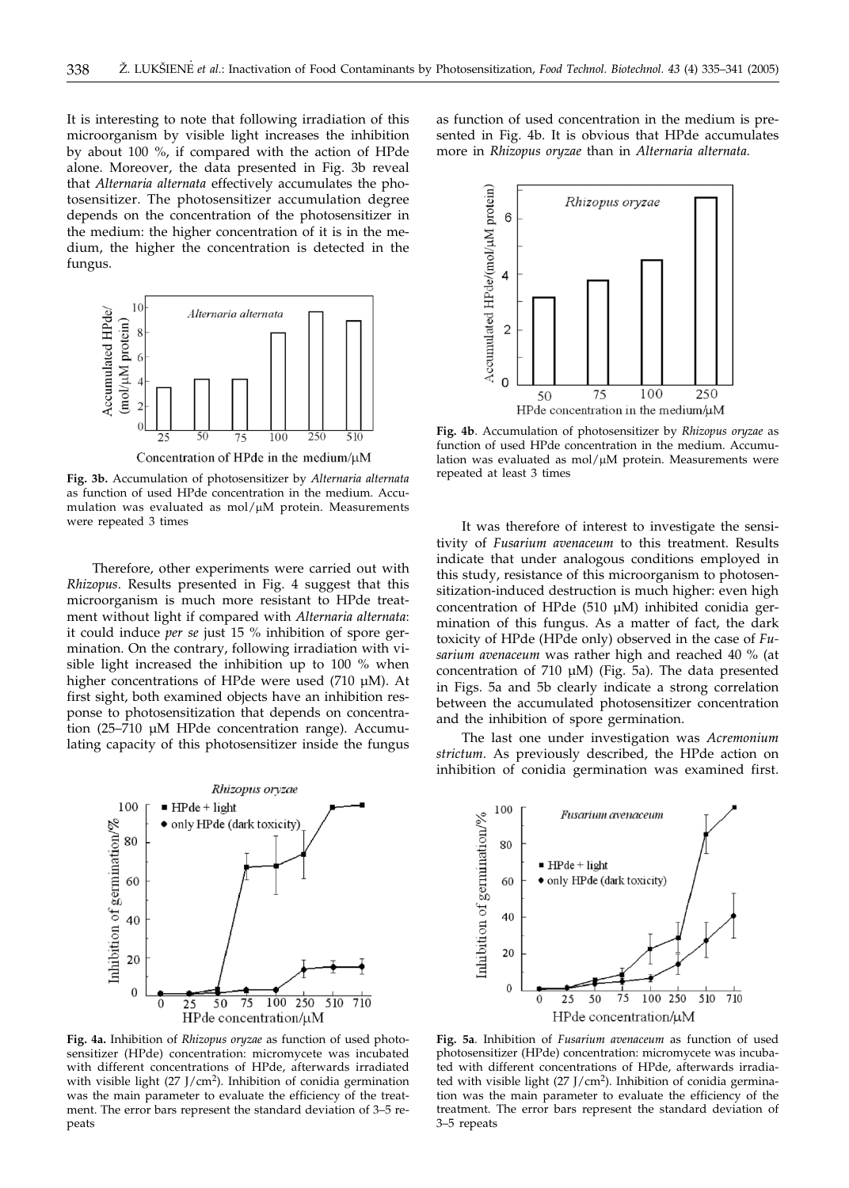It is interesting to note that following irradiation of this microorganism by visible light increases the inhibition by about 100 %, if compared with the action of HPde alone. Moreover, the data presented in Fig. 3b reveal that *Alternaria alternata* effectively accumulates the photosensitizer. The photosensitizer accumulation degree depends on the concentration of the photosensitizer in the medium: the higher concentration of it is in the medium, the higher the concentration is detected in the fungus.

**Fig. 3b.** Accumulation of photosensitizer by *Alternaria alternata* as function of used HPde concentration in the medium. Accumulation was evaluated as mol/μM protein. Measurements were repeated 3 times

Therefore, other experiments were carried out with *Rhizopus*. Results presented in Fig. 4 suggest that this microorganism is much more resistant to HPde treatment without light if compared with *Alternaria alternata*: it could induce *per se* just 15 % inhibition of spore germination. On the contrary, following irradiation with visible light increased the inhibition up to 100 % when higher concentrations of HPde were used (710 μM). At first sight, both examined objects have an inhibition response to photosensitization that depends on concentration (25–710 μM HPde concentration range). Accumulating capacity of this photosensitizer inside the fungus as function of used concentration in the medium is presented in Fig. 4b. It is obvious that HPde accumulates more in *Rhizopus oryzae* than in *Alternaria alternata.*

**Fig. 4a.** Inhibition of *Rhizopus oryzae* as function of used photosensitizer (HPde) concentration: micromycete was incubated with different concentrations of HPde, afterwards irradiated with visible light (27 J/cm$^2$). Inhibition of conidia germination was the main parameter to evaluate the efficiency of the treatment. The error bars represent the standard deviation of 3–5 repeats

**Fig. 4b**. Accumulation of photosensitizer by *Rhizopus oryzae* as function of used HPde concentration in the medium. Accumulation was evaluated as mol/μM protein. Measurements were repeated at least 3 times

It was therefore of interest to investigate the sensitivity of *Fusarium avenaceum* to this treatment. Results indicate that under analogous conditions employed in this study, resistance of this microorganism to photosensitization-induced destruction is much higher: even high concentration of HPde (510 μM) inhibited conidia germination of this fungus. As a matter of fact, the dark toxicity of HPde (HPde only) observed in the case of *Fusarium avenaceum* was rather high and reached 40 % (at concentration of 710 μM) (Fig. 5a). The data presented in Figs. 5a and 5b clearly indicate a strong correlation between the accumulated photosensitizer concentration and the inhibition of spore germination.

The last one under investigation was *Acremonium strictum*. As previously described, the HPde action on inhibition of conidia germination was examined first.

**Fig. 5a**. Inhibition of *Fusarium avenaceum* as function of used photosensitizer (HPde) concentration: micromycete was incubated with different concentrations of HPde, afterwards irradiated with visible light (27 J/cm$^2$). Inhibition of conidia germination was the main parameter to evaluate the efficiency of the treatment. The error bars represent the standard deviation of 3–5 repeats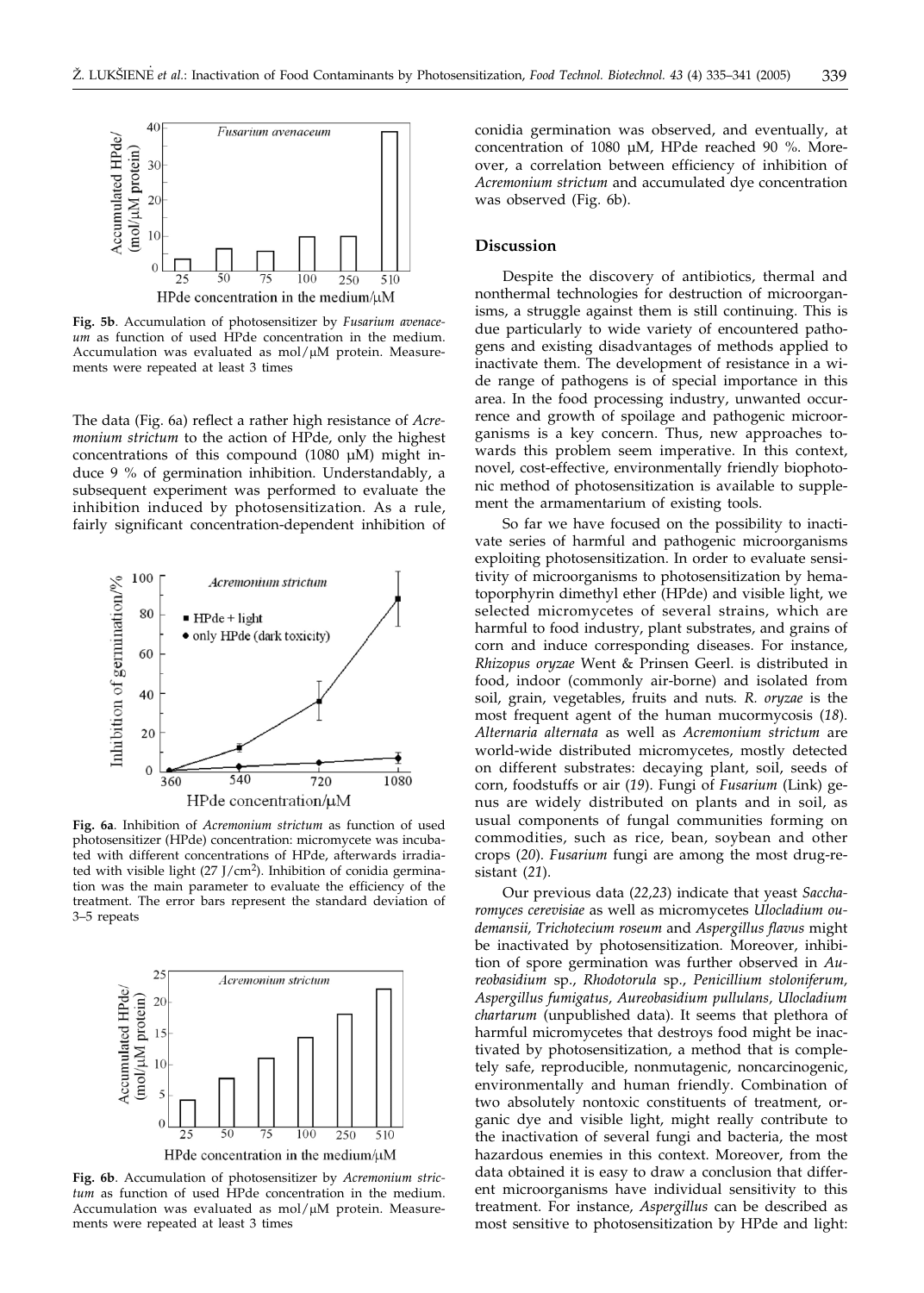**Fig. 5b**. Accumulation of photosensitizer by *Fusarium avenaceum* as function of used HPde concentration in the medium. Accumulation was evaluated as mol/μM protein. Measurements were repeated at least 3 times

The data (Fig. 6a) reflect a rather high resistance of *Acremonium strictum* to the action of HPde, only the highest concentrations of this compound (1080 μM) might induce 9 % of germination inhibition. Understandably, a subsequent experiment was performed to evaluate the inhibition induced by photosensitization. As a rule, fairly significant concentration-dependent inhibition of conidia germination was observed, and eventually, at concentration of 1080 μM, HPde reached 90 %. Moreover, a correlation between efficiency of inhibition of *Acremonium strictum* and accumulated dye concentration was observed (Fig. 6b).

**Fig. 6a**. Inhibition of *Acremonium strictum* as function of used photosensitizer (HPde) concentration: micromycete was incubated with different concentrations of HPde, afterwards irradiated with visible light (27 J/cm$^2$). Inhibition of conidia germination was the main parameter to evaluate the efficiency of the treatment. The error bars represent the standard deviation of 3–5 repeats

**Fig. 6b**. Accumulation of photosensitizer by *Acremonium strictum* as function of used HPde concentration in the medium. Accumulation was evaluated as mol/μM protein. Measurements were repeated at least 3 times

## Discussion

Despite the discovery of antibiotics, thermal and nonthermal technologies for destruction of microorganisms, a struggle against them is still continuing. This is due particularly to wide variety of encountered pathogens and existing disadvantages of methods applied to inactivate them. The development of resistance in a wide range of pathogens is of special importance in this area. In the food processing industry, unwanted occurrence and growth of spoilage and pathogenic microorganisms is a key concern. Thus, new approaches towards this problem seem imperative. In this context, novel, cost-effective, environmentally friendly biophotonic method of photosensitization is available to supplement the armamentarium of existing tools.

So far we have focused on the possibility to inactivate series of harmful and pathogenic microorganisms exploiting photosensitization. In order to evaluate sensitivity of microorganisms to photosensitization by hematoporphyrin dimethyl ether (HPde) and visible light, we selected micromycetes of several strains, which are harmful to food industry, plant substrates, and grains of corn and induce corresponding diseases. For instance, *Rhizopus oryzae* Went & Prinsen Geerl. is distributed in food, indoor (commonly air-borne) and isolated from soil, grain, vegetables, fruits and nuts. *R. oryzae* is the most frequent agent of the human mucormycosis (*18*). *Alternaria alternata* as well as *Acremonium strictum* are world-wide distributed micromycetes, mostly detected on different substrates: decaying plant, soil, seeds of corn, foodstuffs or air (*19*). Fungi of *Fusarium* (Link) genus are widely distributed on plants and in soil, as usual components of fungal communities forming on commodities, such as rice, bean, soybean and other crops (*20*). *Fusarium* fungi are among the most drug-resistant (*21*).

Our previous data (*22,23*) indicate that yeast *Saccharomyces cerevisiae* as well as micromycetes *Ulocladium oudemansii, Trichotecium roseum* and *Aspergillus flavus* might be inactivated by photosensitization. Moreover, inhibition of spore germination was further observed in *Aureobasidium* sp., *Rhodotorula* sp., *Penicillium stoloniferum, Aspergillus fumigatus, Aureobasidium pullulans, Ulocladium chartarum* (unpublished data). It seems that plethora of harmful micromycetes that destroys food might be inactivated by photosensitization, a method that is completely safe, reproducible, nonmutagenic, noncarcinogenic, environmentally and human friendly. Combination of two absolutely nontoxic constituents of treatment, organic dye and visible light, might really contribute to the inactivation of several fungi and bacteria, the most hazardous enemies in this context. Moreover, from the data obtained it is easy to draw a conclusion that different microorganisms have individual sensitivity to this treatment. For instance, *Aspergillus* can be described as most sensitive to photosensitization by HPde and light: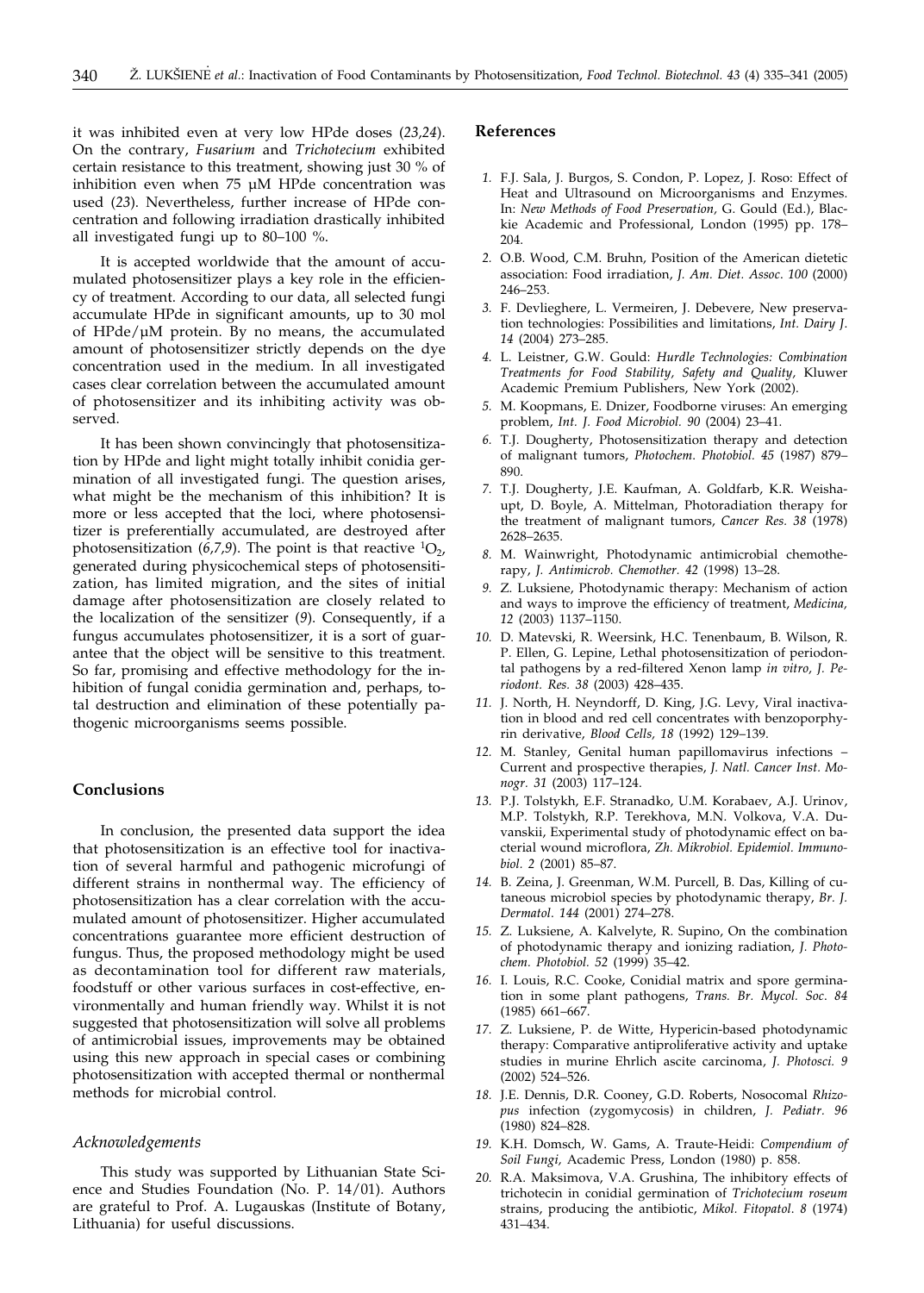it was inhibited even at very low HPde doses (*23,24*). On the contrary, *Fusarium* and *Trichotecium* exhibited certain resistance to this treatment, showing just 30 % of inhibition even when 75 μM HPde concentration was used (*23*). Nevertheless, further increase of HPde concentration and following irradiation drastically inhibited all investigated fungi up to 80–100 %.

It is accepted worldwide that the amount of accumulated photosensitizer plays a key role in the efficiency of treatment. According to our data, all selected fungi accumulate HPde in significant amounts, up to 30 mol of HPde/μM protein. By no means, the accumulated amount of photosensitizer strictly depends on the dye concentration used in the medium. In all investigated cases clear correlation between the accumulated amount of photosensitizer and its inhibiting activity was observed.

It has been shown convincingly that photosensitization by HPde and light might totally inhibit conidia germination of all investigated fungi. The question arises, what might be the mechanism of this inhibition? It is more or less accepted that the loci, where photosensitizer is preferentially accumulated, are destroyed after photosensitization (*6,7,9*). The point is that reactive $^1O_2$, generated during physicochemical steps of photosensitization, has limited migration, and the sites of initial damage after photosensitization are closely related to the localization of the sensitizer (*9*). Consequently, if a fungus accumulates photosensitizer, it is a sort of guarantee that the object will be sensitive to this treatment. So far, promising and effective methodology for the inhibition of fungal conidia germination and, perhaps, total destruction and elimination of these potentially pathogenic microorganisms seems possible.

## Conclusions

In conclusion, the presented data support the idea that photosensitization is an effective tool for inactivation of several harmful and pathogenic microfungi of different strains in nonthermal way. The efficiency of photosensitization has a clear correlation with the accumulated amount of photosensitizer. Higher accumulated concentrations guarantee more efficient destruction of fungus. Thus, the proposed methodology might be used as decontamination tool for different raw materials, foodstuff or other various surfaces in cost-effective, environmentally and human friendly way. Whilst it is not suggested that photosensitization will solve all problems of antimicrobial issues, improvements may be obtained using this new approach in special cases or combining photosensitization with accepted thermal or nonthermal methods for microbial control.

### *Acknowledgements*

This study was supported by Lithuanian State Science and Studies Foundation (No. P. 14/01). Authors are grateful to Prof. A. Lugauskas (Institute of Botany, Lithuania) for useful discussions.

## References

1. F.J. Sala, J. Burgos, S. Condon, P. Lopez, J. Roso: Effect of Heat and Ultrasound on Microorganisms and Enzymes. In: *New Methods of Food Preservation*, G. Gould (Ed.), Blackie Academic and Professional, London (1995) pp. 178–204.
2. O.B. Wood, C.M. Bruhn, Position of the American dietetic association: Food irradiation, *J. Am. Diet. Assoc. 100* (2000) 246–253.
3. F. Devlieghere, L. Vermeiren, J. Debevere, New preservation technologies: Possibilities and limitations, *Int. Dairy J. 14* (2004) 273–285.
4. L. Leistner, G.W. Gould: *Hurdle Technologies: Combination Treatments for Food Stability, Safety and Quality*, Kluwer Academic Premium Publishers, New York (2002).
5. M. Koopmans, E. Dnizer, Foodborne viruses: An emerging problem, *Int. J. Food Microbiol. 90* (2004) 23–41.
6. T.J. Dougherty, Photosensitization therapy and detection of malignant tumors, *Photochem. Photobiol. 45* (1987) 879–890.
7. T.J. Dougherty, J.E. Kaufman, A. Goldfarb, K.R. Weishaupt, D. Boyle, A. Mittelman, Photoradiation therapy for the treatment of malignant tumors, *Cancer Res. 38* (1978) 2628–2635.
8. M. Wainwright, Photodynamic antimicrobial chemotherapy, *J. Antimicrob. Chemother. 42* (1998) 13–28.
9. Z. Luksiene, Photodynamic therapy: Mechanism of action and ways to improve the efficiency of treatment, *Medicina, 12* (2003) 1137–1150.
10. D. Matevski, R. Weersink, H.C. Tenenbaum, B. Wilson, R. P. Ellen, G. Lepine, Lethal photosensitization of periodontal pathogens by a red-filtered Xenon lamp *in vitro*, *J. Periodont. Res. 38* (2003) 428–435.
11. J. North, H. Neyndorff, D. King, J.G. Levy, Viral inactivation in blood and red cell concentrates with benzoporphyrin derivative, *Blood Cells, 18* (1992) 129–139.
12. M. Stanley, Genital human papillomavirus infections – Current and prospective therapies, *J. Natl. Cancer Inst. Monogr. 31* (2003) 117–124.
13. P.J. Tolstykh, E.F. Stranadko, U.M. Korabaev, A.J. Urinov, M.P. Tolstykh, R.P. Terekhova, M.N. Volkova, V.A. Duvanskii, Experimental study of photodynamic effect on bacterial wound microflora, *Zh. Mikrobiol. Epidemiol. Immunobiol. 2* (2001) 85–87.
14. B. Zeina, J. Greenman, W.M. Purcell, B. Das, Killing of cutaneous microbiol species by photodynamic therapy, *Br. J. Dermatol. 144* (2001) 274–278.
15. Z. Luksiene, A. Kalvelyte, R. Supino, On the combination of photodynamic therapy and ionizing radiation, *J. Photochem. Photobiol. 52* (1999) 35–42.
16. I. Louis, R.C. Cooke, Conidial matrix and spore germination in some plant pathogens, *Trans. Br. Mycol. Soc. 84* (1985) 661–667.
17. Z. Luksiene, P. de Witte, Hypericin-based photodynamic therapy: Comparative antiproliferative activity and uptake studies in murine Ehrlich ascite carcinoma, *J. Photosci. 9* (2002) 524–526.
18. J.E. Dennis, D.R. Cooney, G.D. Roberts, Nosocomal *Rhizopus* infection (zygomycosis) in children, *J. Pediatr. 96* (1980) 824–828.
19. K.H. Domsch, W. Gams, A. Traute-Heidi: *Compendium of Soil Fungi*, Academic Press, London (1980) p. 858.
20. R.A. Maksimova, V.A. Grushina, The inhibitory effects of trichotecin in conidial germination of *Trichotecium roseum* strains, producing the antibiotic, *Mikol. Fitopatol. 8* (1974) 431–434.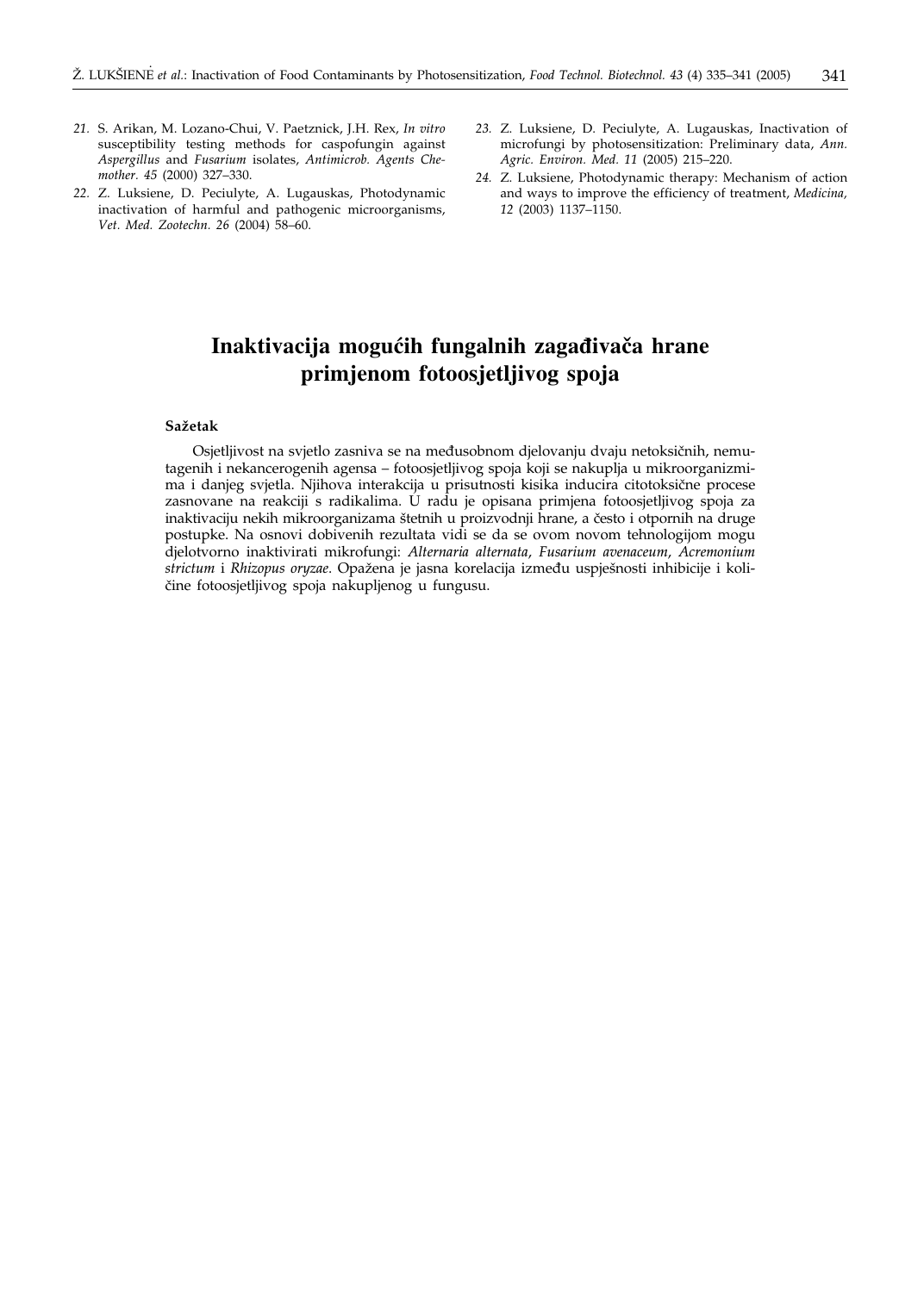21. S. Arikan, M. Lozano-Chui, V. Paetznick, J.H. Rex, *In vitro* susceptibility testing methods for caspofungin against *Aspergillus* and *Fusarium* isolates, *Antimicrob. Agents Chemother. 45* (2000) 327–330.

22. Z. Luksiene, D. Peciulyte, A. Lugauskas, Photodynamic inactivation of harmful and pathogenic microorganisms, *Vet. Med. Zootechn. 26* (2004) 58–60.

23. Z. Luksiene, D. Peciulyte, A. Lugauskas, Inactivation of microfungi by photosensitization: Preliminary data, *Ann. Agric. Environ. Med. 11* (2005) 215–220.

24. Z. Luksiene, Photodynamic therapy: Mechanism of action and ways to improve the efficiency of treatment, *Medicina, 12* (2003) 1137–1150.

# Inaktivacija mogućih fungalnih zagađivača hrane primjenom fotoosjetljivog spoja

**Sažetak**

Osjetljivost na svjetlo zasniva se na međusobnom djelovanju dvaju netoksičnih, nemutagenih i nekancerogenih agensa – fotoosjetljivog spoja koji se nakuplja u mikroorganizmima i danjeg svjetla. Njihova interakcija u prisutnosti kisika inducira citotoksične procese zasnovane na reakciji s radikalima. U radu je opisana primjena fotoosjetljivog spoja za inaktivaciju nekih mikroorganizama štetnih u proizvodnji hrane, a često i otpornih na druge postupke. Na osnovi dobivenih rezultata vidi se da se ovom novom tehnologijom mogu djelotvorno inaktivirati mikrofungi: *Alternaria alternata*, *Fusarium avenaceum*, *Acremonium strictum* i *Rhizopus oryzae*. Opažena je jasna korelacija između uspješnosti inhibicije i količine fotoosjetljivog spoja nakupljenog u fungusu.